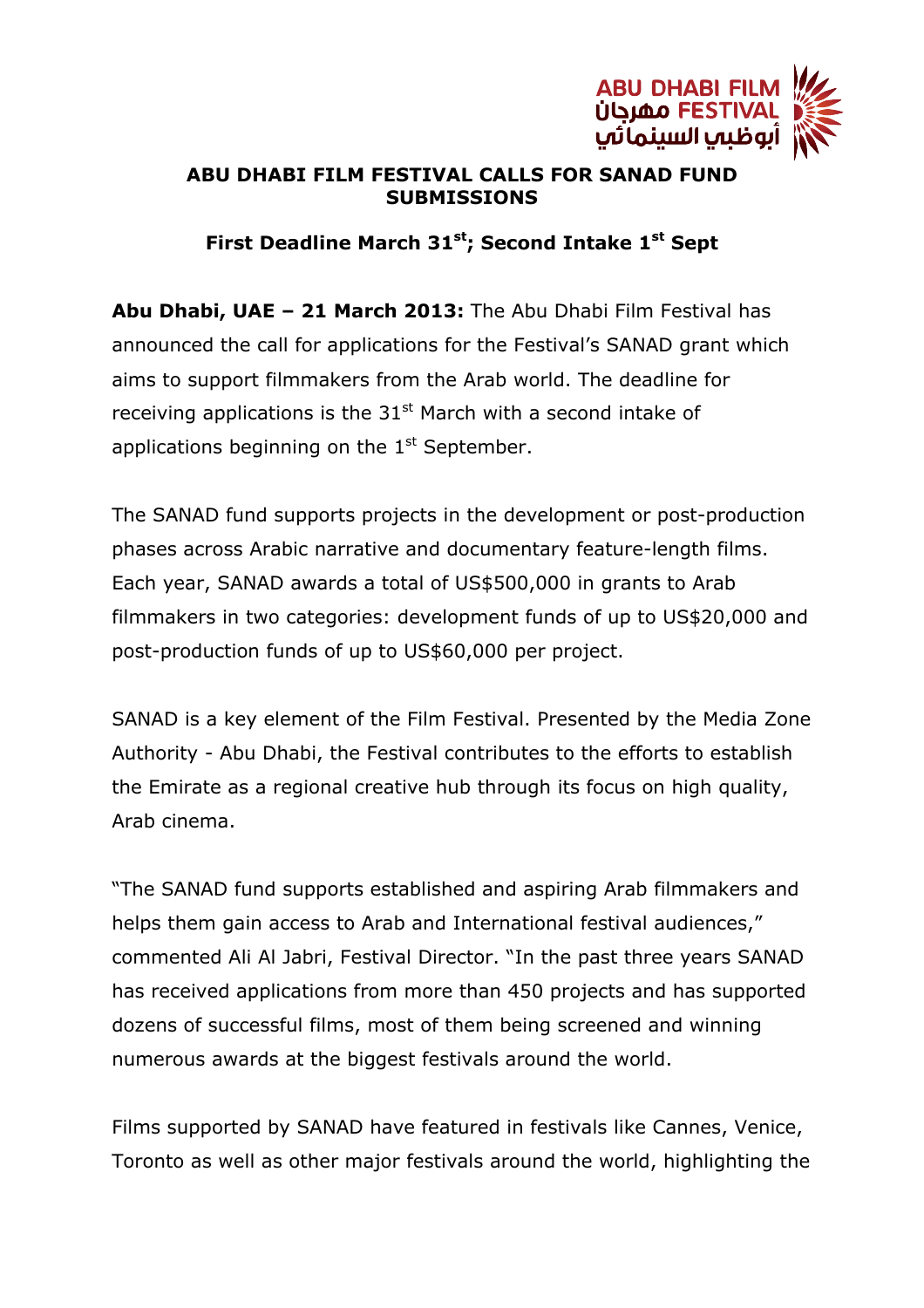ABU DHABI FILM
مهرجان FESTIVAL
أبوظبي السينمائي

# ABU DHABI FILM FESTIVAL CALLS FOR SANAD FUND SUBMISSIONS

## First Deadline March 31st; Second Intake 1st Sept

**Abu Dhabi, UAE – 21 March 2013:** The Abu Dhabi Film Festival has announced the call for applications for the Festival's SANAD grant which aims to support filmmakers from the Arab world. The deadline for receiving applications is the 31st March with a second intake of applications beginning on the 1st September.

The SANAD fund supports projects in the development or post-production phases across Arabic narrative and documentary feature-length films. Each year, SANAD awards a total of US$500,000 in grants to Arab filmmakers in two categories: development funds of up to US$20,000 and post-production funds of up to US$60,000 per project.

SANAD is a key element of the Film Festival. Presented by the Media Zone Authority - Abu Dhabi, the Festival contributes to the efforts to establish the Emirate as a regional creative hub through its focus on high quality, Arab cinema.

"The SANAD fund supports established and aspiring Arab filmmakers and helps them gain access to Arab and International festival audiences," commented Ali Al Jabri, Festival Director. "In the past three years SANAD has received applications from more than 450 projects and has supported dozens of successful films, most of them being screened and winning numerous awards at the biggest festivals around the world.

Films supported by SANAD have featured in festivals like Cannes, Venice, Toronto as well as other major festivals around the world, highlighting the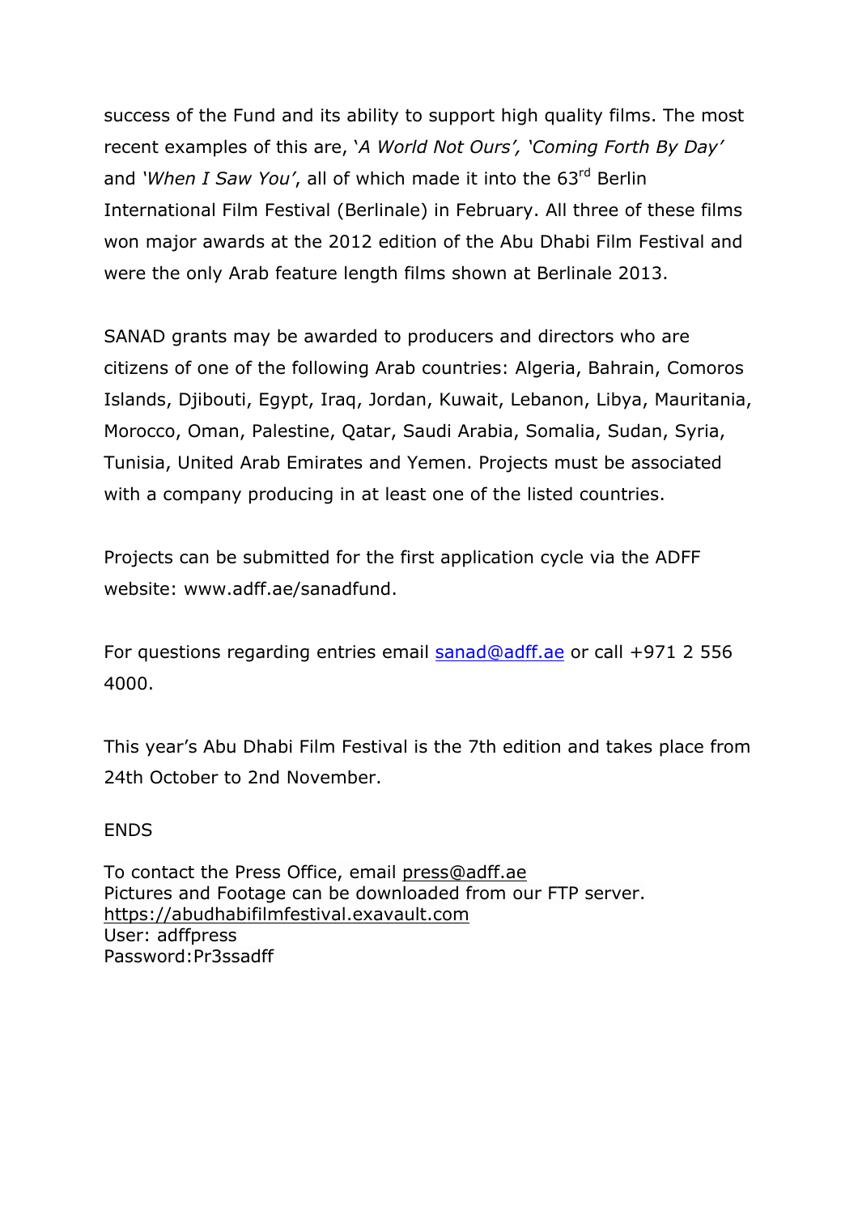success of the Fund and its ability to support high quality films. The most recent examples of this are, '*A World Not Ours', 'Coming Forth By Day'* and *'When I Saw You'*, all of which made it into the 63rd Berlin International Film Festival (Berlinale) in February. All three of these films won major awards at the 2012 edition of the Abu Dhabi Film Festival and were the only Arab feature length films shown at Berlinale 2013.

SANAD grants may be awarded to producers and directors who are citizens of one of the following Arab countries: Algeria, Bahrain, Comoros Islands, Djibouti, Egypt, Iraq, Jordan, Kuwait, Lebanon, Libya, Mauritania, Morocco, Oman, Palestine, Qatar, Saudi Arabia, Somalia, Sudan, Syria, Tunisia, United Arab Emirates and Yemen. Projects must be associated with a company producing in at least one of the listed countries.

Projects can be submitted for the first application cycle via the ADFF website: www.adff.ae/sanadfund.

For questions regarding entries email sanad@adff.ae or call +971 2 556 4000.

This year's Abu Dhabi Film Festival is the 7th edition and takes place from 24th October to 2nd November.

ENDS

To contact the Press Office, email press@adff.ae
Pictures and Footage can be downloaded from our FTP server.
https://abudhabifilmfestival.exavault.com
User: adffpress
Password:Pr3ssadff